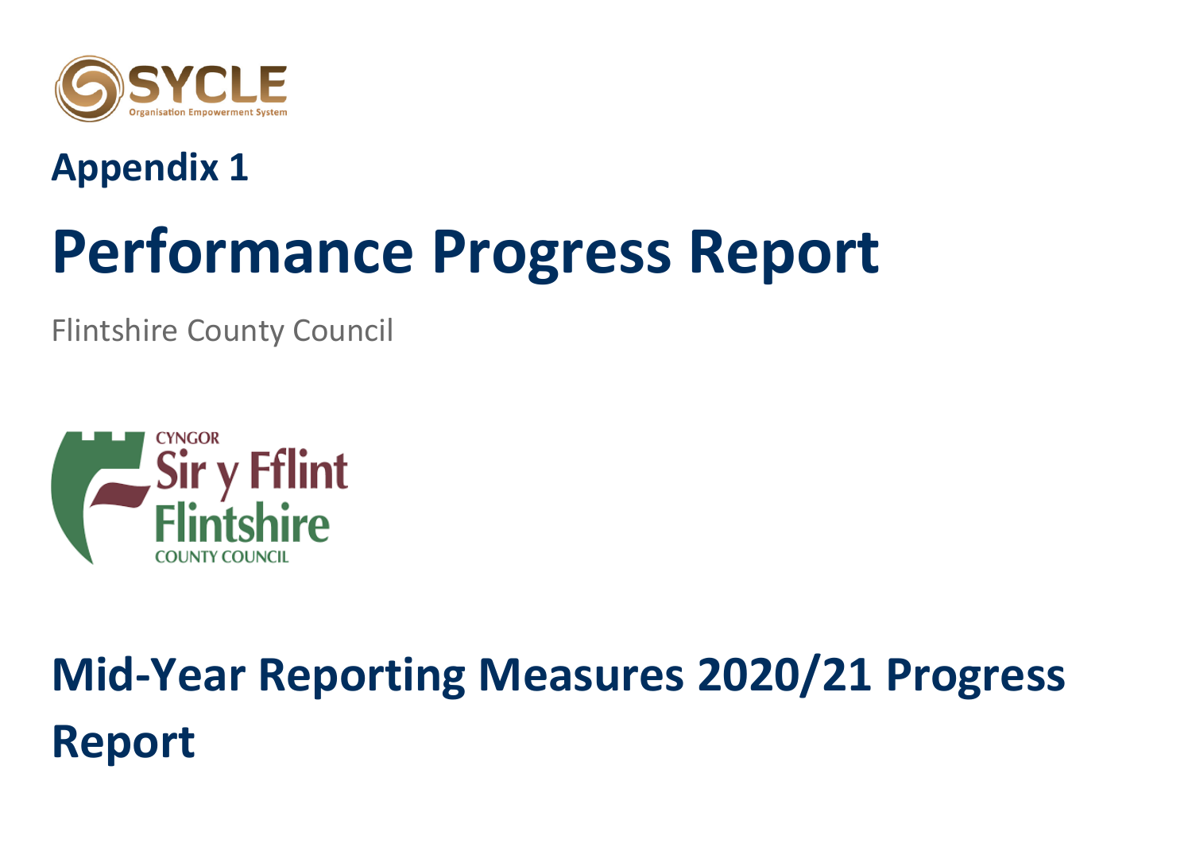SYCLE

Organisation Empowerment System

## Appendix 1

# Performance Progress Report

Flintshire County Council

CYNGOR Sir y Fflint
Flintshire
COUNTY COUNCIL

## Mid-Year Reporting Measures 2020/21 Progress Report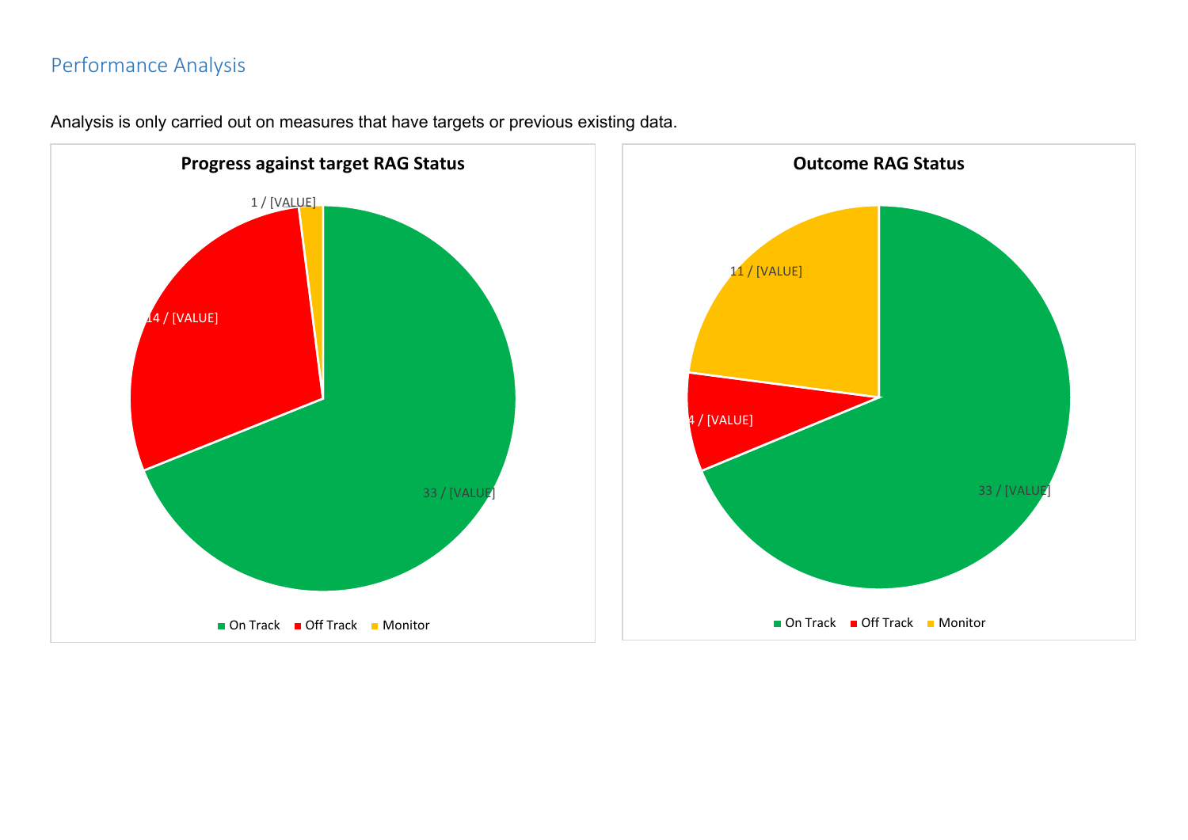## Performance Analysis

Analysis is only carried out on measures that have targets or previous existing data.

**Progress against target RAG Status**

1 / [VALUE]

14 / [VALUE]

33 / [VALUE]

On Track Off Track Monitor

**Outcome RAG Status**

11 / [VALUE]

4 / [VALUE]

33 / [VALUE]

On Track Off Track Monitor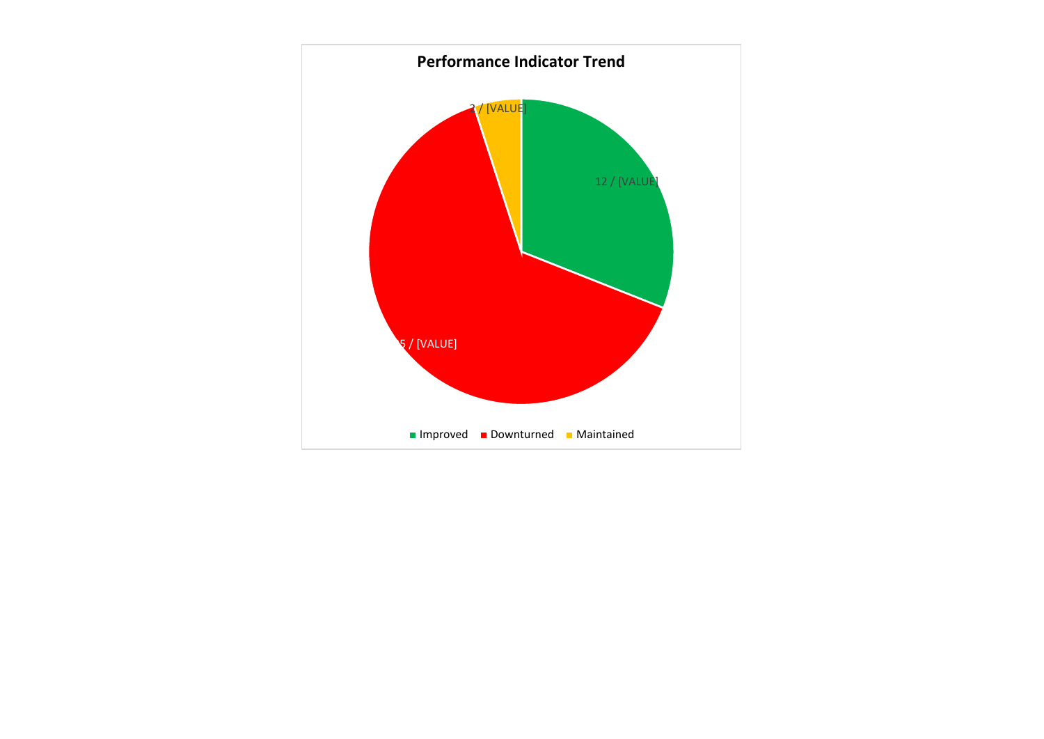**Performance Indicator Trend**

2 / [VALUE]

12 / [VALUE]

25 / [VALUE]

Improved Downturned Maintained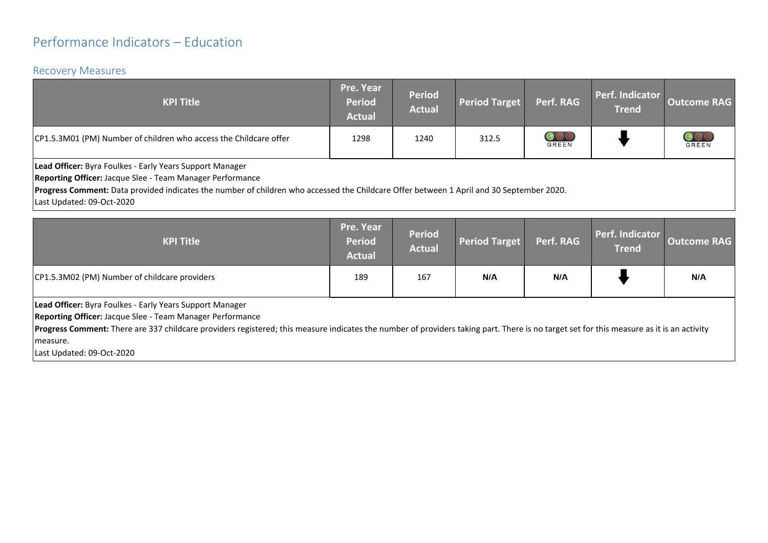# Performance Indicators – Education

## Recovery Measures

| KPI Title | Pre. Year Period Actual | Period Actual | Period Target | Perf. RAG | Perf. Indicator Trend | Outcome RAG |
|---|---|---|---|---|---|---|
| CP1.5.3M01 (PM) Number of children who access the Childcare offer | 1298 | 1240 | 312.5 | GREEN | ⬇ | GREEN |

**Lead Officer:** Byra Foulkes - Early Years Support Manager
**Reporting Officer:** Jacque Slee - Team Manager Performance
**Progress Comment:** Data provided indicates the number of children who accessed the Childcare Offer between 1 April and 30 September 2020.
Last Updated: 09-Oct-2020

| KPI Title | Pre. Year Period Actual | Period Actual | Period Target | Perf. RAG | Perf. Indicator Trend | Outcome RAG |
|---|---|---|---|---|---|---|
| CP1.5.3M02 (PM) Number of childcare providers | 189 | 167 | **N/A** | **N/A** | ⬇ | **N/A** |

**Lead Officer:** Byra Foulkes - Early Years Support Manager
**Reporting Officer:** Jacque Slee - Team Manager Performance
**Progress Comment:** There are 337 childcare providers registered; this measure indicates the number of providers taking part. There is no target set for this measure as it is an activity measure.
Last Updated: 09-Oct-2020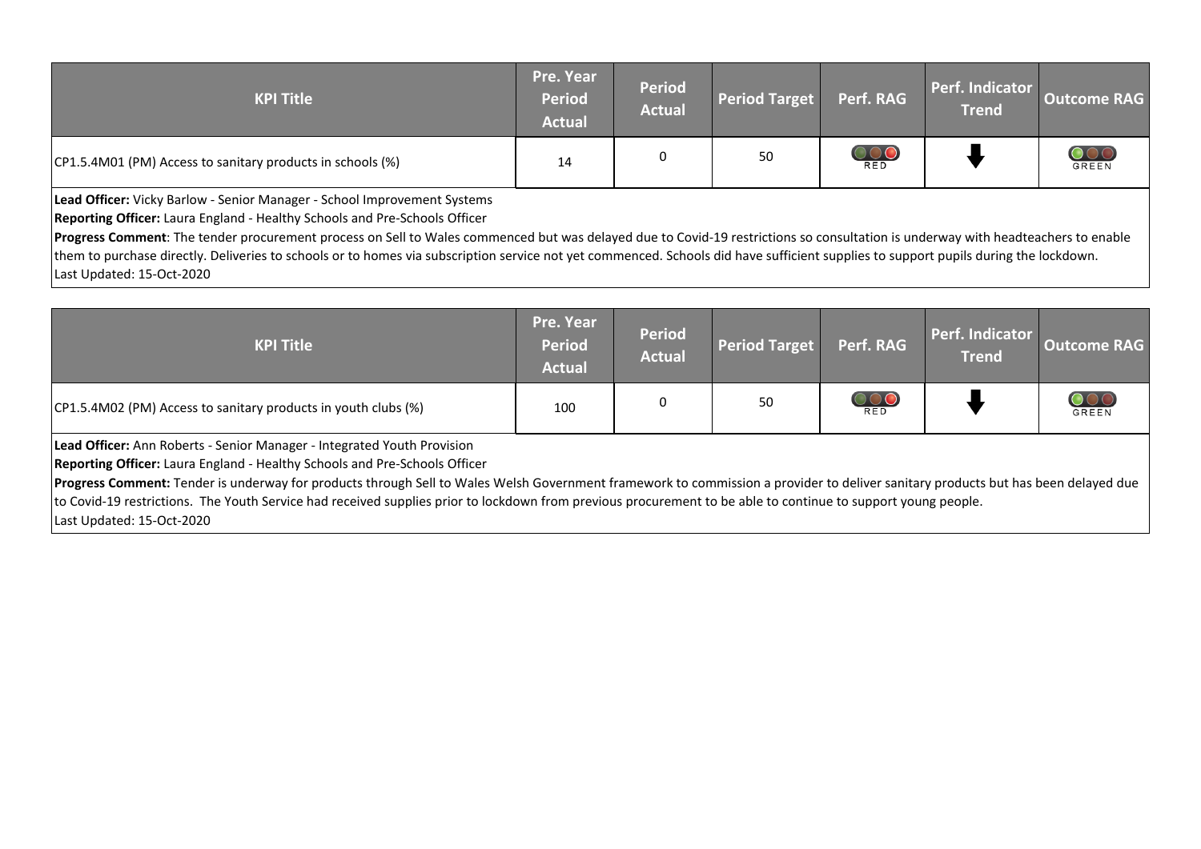| KPI Title | Pre. Year Period Actual | Period Actual | Period Target | Perf. RAG | Perf. Indicator Trend | Outcome RAG |
| --- | --- | --- | --- | --- | --- | --- |
| CP1.5.4M01 (PM) Access to sanitary products in schools (%) | 14 | 0 | 50 | RED | ⬇ | GREEN |

**Lead Officer:** Vicky Barlow - Senior Manager - School Improvement Systems

**Reporting Officer:** Laura England - Healthy Schools and Pre-Schools Officer

**Progress Comment**: The tender procurement process on Sell to Wales commenced but was delayed due to Covid-19 restrictions so consultation is underway with headteachers to enable them to purchase directly. Deliveries to schools or to homes via subscription service not yet commenced. Schools did have sufficient supplies to support pupils during the lockdown.

Last Updated: 15-Oct-2020

| KPI Title | Pre. Year Period Actual | Period Actual | Period Target | Perf. RAG | Perf. Indicator Trend | Outcome RAG |
| --- | --- | --- | --- | --- | --- | --- |
| CP1.5.4M02 (PM) Access to sanitary products in youth clubs (%) | 100 | 0 | 50 | RED | ⬇ | GREEN |

**Lead Officer:** Ann Roberts - Senior Manager - Integrated Youth Provision

**Reporting Officer:** Laura England - Healthy Schools and Pre-Schools Officer

**Progress Comment:** Tender is underway for products through Sell to Wales Welsh Government framework to commission a provider to deliver sanitary products but has been delayed due to Covid-19 restrictions. The Youth Service had received supplies prior to lockdown from previous procurement to be able to continue to support young people.

Last Updated: 15-Oct-2020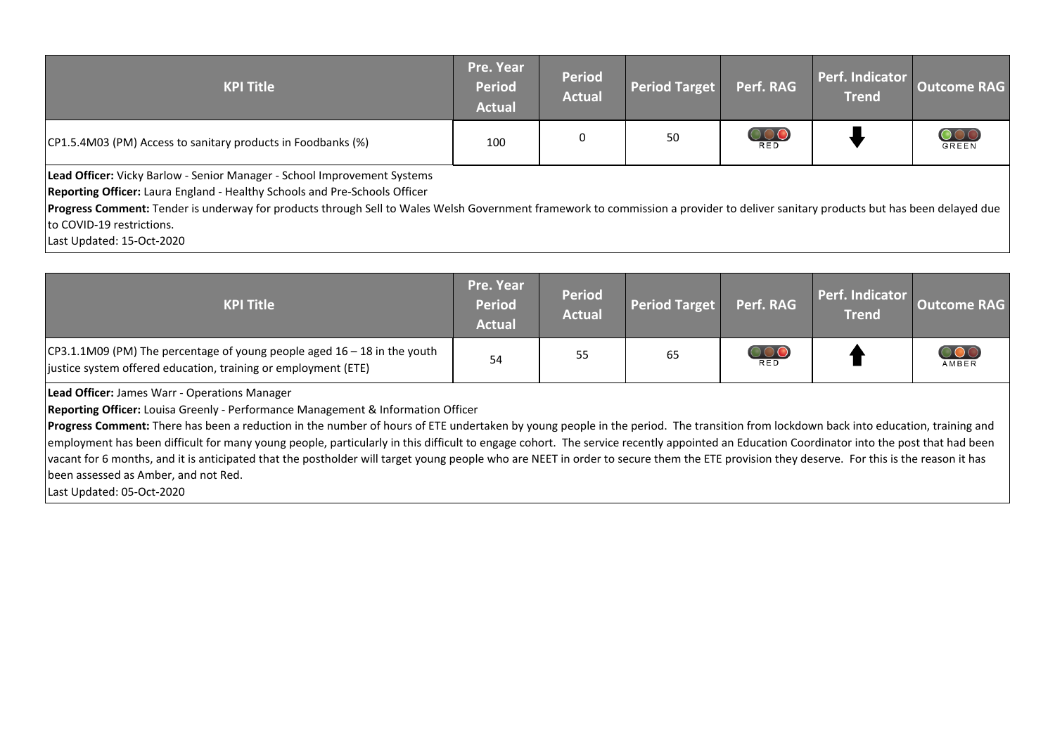| KPI Title | Pre. Year Period Actual | Period Actual | Period Target | Perf. RAG | Perf. Indicator Trend | Outcome RAG |
|---|---|---|---|---|---|---|
| CP1.5.4M03 (PM) Access to sanitary products in Foodbanks (%) | 100 | 0 | 50 | RED | ⬇ | GREEN |

**Lead Officer:** Vicky Barlow - Senior Manager - School Improvement Systems

**Reporting Officer:** Laura England - Healthy Schools and Pre-Schools Officer

**Progress Comment:** Tender is underway for products through Sell to Wales Welsh Government framework to commission a provider to deliver sanitary products but has been delayed due to COVID-19 restrictions.

Last Updated: 15-Oct-2020

| KPI Title | Pre. Year Period Actual | Period Actual | Period Target | Perf. RAG | Perf. Indicator Trend | Outcome RAG |
|---|---|---|---|---|---|---|
| CP3.1.1M09 (PM) The percentage of young people aged 16 – 18 in the youth justice system offered education, training or employment (ETE) | 54 | 55 | 65 | RED | ⬆ | AMBER |

**Lead Officer:** James Warr - Operations Manager

**Reporting Officer:** Louisa Greenly - Performance Management & Information Officer

**Progress Comment:** There has been a reduction in the number of hours of ETE undertaken by young people in the period. The transition from lockdown back into education, training and employment has been difficult for many young people, particularly in this difficult to engage cohort. The service recently appointed an Education Coordinator into the post that had been vacant for 6 months, and it is anticipated that the postholder will target young people who are NEET in order to secure them the ETE provision they deserve. For this is the reason it has been assessed as Amber, and not Red.

Last Updated: 05-Oct-2020